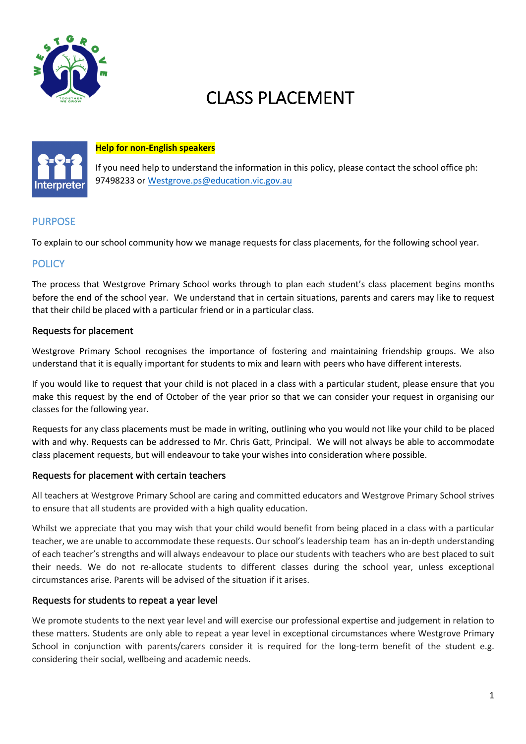# CLASS PLACEMENT

**Help for non-English speakers**

If you need help to understand the information in this policy, please contact the school office ph: 97498233 or [Westgrove.ps@education.vic.gov.au](mailto:Westgrove.ps@education.vic.gov.au)

## PURPOSE

To explain to our school community how we manage requests for class placements, for the following school year.

## POLICY

The process that Westgrove Primary School works through to plan each student's class placement begins months before the end of the school year. We understand that in certain situations, parents and carers may like to request that their child be placed with a particular friend or in a particular class.

### Requests for placement

Westgrove Primary School recognises the importance of fostering and maintaining friendship groups. We also understand that it is equally important for students to mix and learn with peers who have different interests.

If you would like to request that your child is not placed in a class with a particular student, please ensure that you make this request by the end of October of the year prior so that we can consider your request in organising our classes for the following year.

Requests for any class placements must be made in writing, outlining who you would not like your child to be placed with and why. Requests can be addressed to Mr. Chris Gatt, Principal. We will not always be able to accommodate class placement requests, but will endeavour to take your wishes into consideration where possible.

### Requests for placement with certain teachers

All teachers at Westgrove Primary School are caring and committed educators and Westgrove Primary School strives to ensure that all students are provided with a high quality education.

Whilst we appreciate that you may wish that your child would benefit from being placed in a class with a particular teacher, we are unable to accommodate these requests. Our school's leadership team has an in-depth understanding of each teacher's strengths and will always endeavour to place our students with teachers who are best placed to suit their needs. We do not re-allocate students to different classes during the school year, unless exceptional circumstances arise. Parents will be advised of the situation if it arises.

### Requests for students to repeat a year level

We promote students to the next year level and will exercise our professional expertise and judgement in relation to these matters. Students are only able to repeat a year level in exceptional circumstances where Westgrove Primary School in conjunction with parents/carers consider it is required for the long-term benefit of the student e.g. considering their social, wellbeing and academic needs.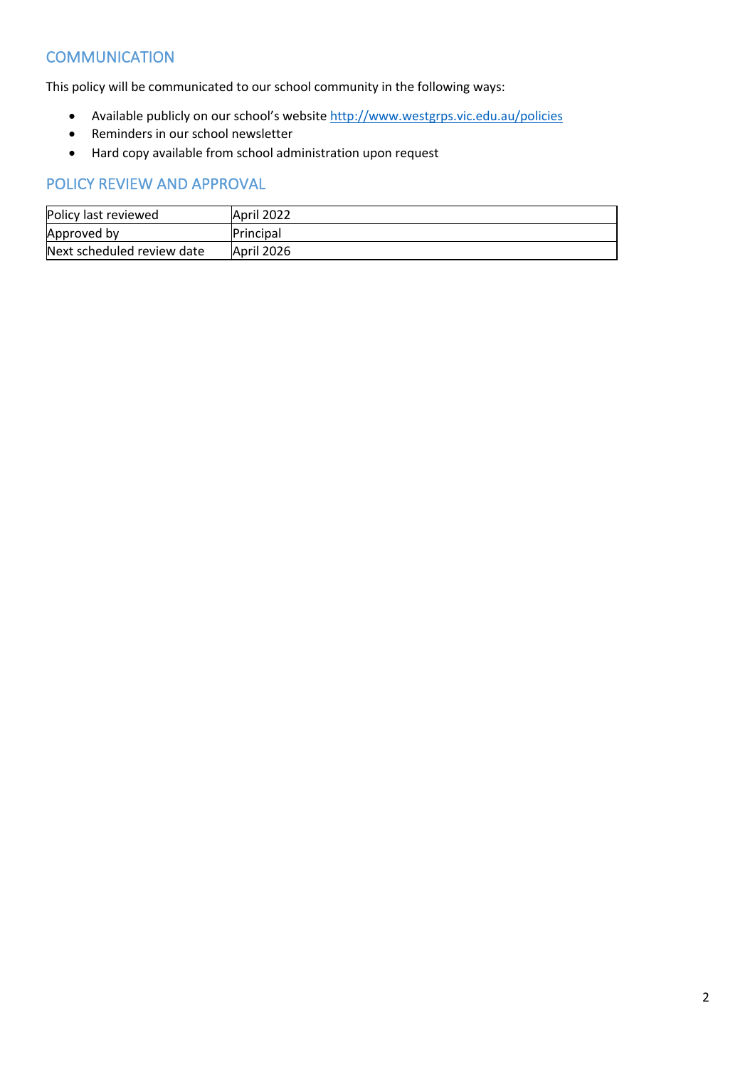## COMMUNICATION

This policy will be communicated to our school community in the following ways:

- Available publicly on our school's website http://www.westgrps.vic.edu.au/policies
- Reminders in our school newsletter
- Hard copy available from school administration upon request

## POLICY REVIEW AND APPROVAL

| | |
|---|---|
| Policy last reviewed | April 2022 |
| Approved by | Principal |
| Next scheduled review date | April 2026 |